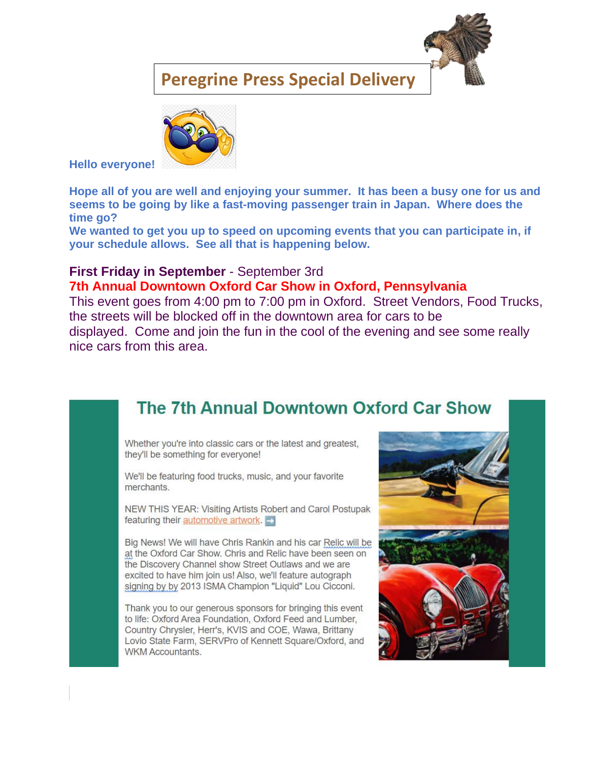# Peregrine Press Special Delivery

**Hello everyone!**

**Hope all of you are well and enjoying your summer. It has been a busy one for us and seems to be going by like a fast-moving passenger train in Japan. Where does the time go?**
**We wanted to get you up to speed on upcoming events that you can participate in, if your schedule allows. See all that is happening below.**

**First Friday in September** - September 3rd
**7th Annual Downtown Oxford Car Show in Oxford, Pennsylvania**
This event goes from 4:00 pm to 7:00 pm in Oxford. Street Vendors, Food Trucks, the streets will be blocked off in the downtown area for cars to be displayed. Come and join the fun in the cool of the evening and see some really nice cars from this area.

## The 7th Annual Downtown Oxford Car Show

Whether you're into classic cars or the latest and greatest, they'll be something for everyone!

We'll be featuring food trucks, music, and your favorite merchants.

NEW THIS YEAR: Visiting Artists Robert and Carol Postupak featuring their automotive artwork.

Big News! We will have Chris Rankin and his car Relic will be at the Oxford Car Show. Chris and Relic have been seen on the Discovery Channel show Street Outlaws and we are excited to have him join us! Also, we'll feature autograph signing by by 2013 ISMA Champion "Liquid" Lou Cicconi.

Thank you to our generous sponsors for bringing this event to life: Oxford Area Foundation, Oxford Feed and Lumber, Country Chrysler, Herr's, KVIS and COE, Wawa, Brittany Lovio State Farm, SERVPro of Kennett Square/Oxford, and WKM Accountants.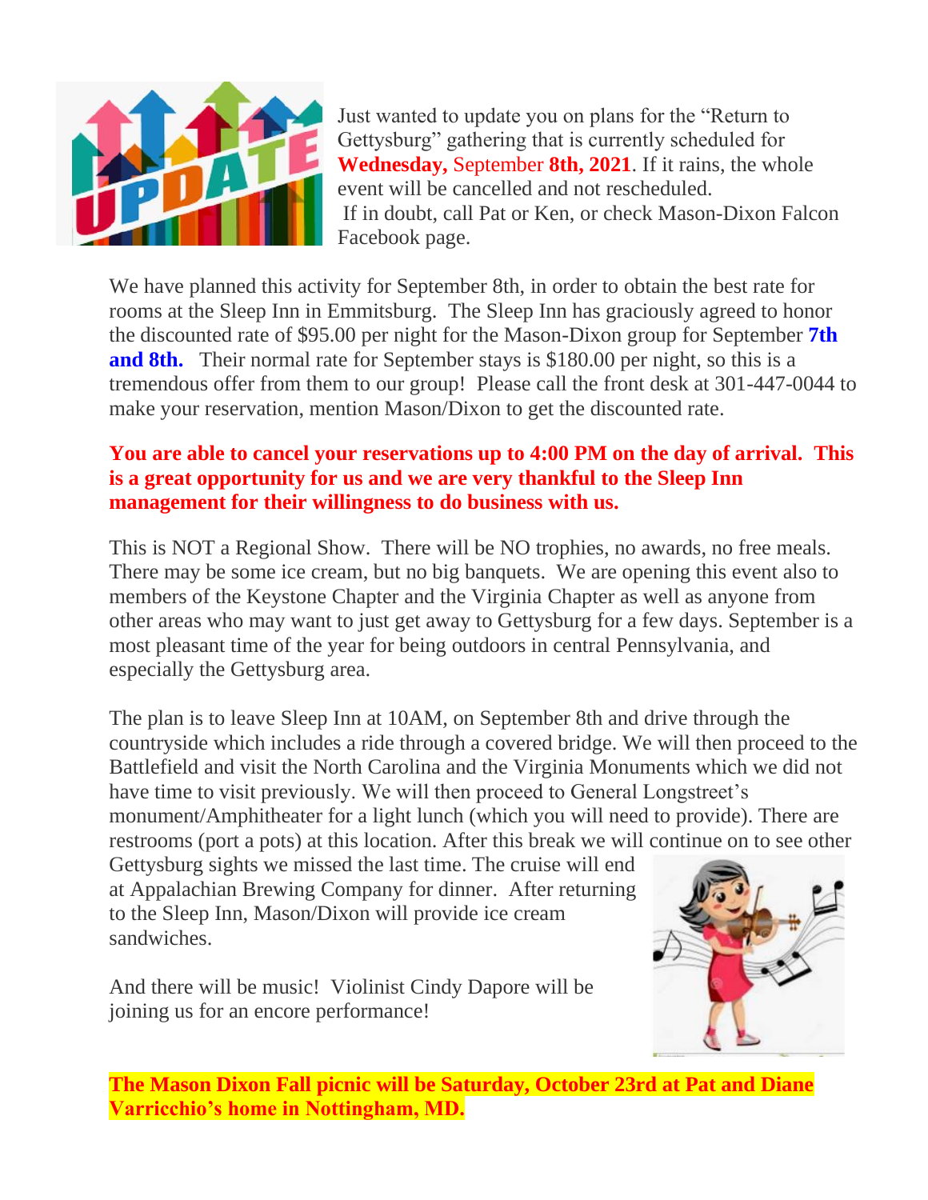Just wanted to update you on plans for the "Return to Gettysburg" gathering that is currently scheduled for **Wednesday,** September **8th, 2021**. If it rains, the whole event will be cancelled and not rescheduled.
If in doubt, call Pat or Ken, or check Mason-Dixon Falcon Facebook page.

We have planned this activity for September 8th, in order to obtain the best rate for rooms at the Sleep Inn in Emmitsburg. The Sleep Inn has graciously agreed to honor the discounted rate of $95.00 per night for the Mason-Dixon group for September **7th and 8th.** Their normal rate for September stays is $180.00 per night, so this is a tremendous offer from them to our group! Please call the front desk at 301-447-0044 to make your reservation, mention Mason/Dixon to get the discounted rate.

**You are able to cancel your reservations up to 4:00 PM on the day of arrival. This is a great opportunity for us and we are very thankful to the Sleep Inn management for their willingness to do business with us.**

This is NOT a Regional Show. There will be NO trophies, no awards, no free meals. There may be some ice cream, but no big banquets. We are opening this event also to members of the Keystone Chapter and the Virginia Chapter as well as anyone from other areas who may want to just get away to Gettysburg for a few days. September is a most pleasant time of the year for being outdoors in central Pennsylvania, and especially the Gettysburg area.

The plan is to leave Sleep Inn at 10AM, on September 8th and drive through the countryside which includes a ride through a covered bridge. We will then proceed to the Battlefield and visit the North Carolina and the Virginia Monuments which we did not have time to visit previously. We will then proceed to General Longstreet's monument/Amphitheater for a light lunch (which you will need to provide). There are restrooms (port a pots) at this location. After this break we will continue on to see other Gettysburg sights we missed the last time. The cruise will end at Appalachian Brewing Company for dinner. After returning to the Sleep Inn, Mason/Dixon will provide ice cream sandwiches.

And there will be music! Violinist Cindy Dapore will be joining us for an encore performance!

**The Mason Dixon Fall picnic will be Saturday, October 23rd at Pat and Diane Varricchio's home in Nottingham, MD.**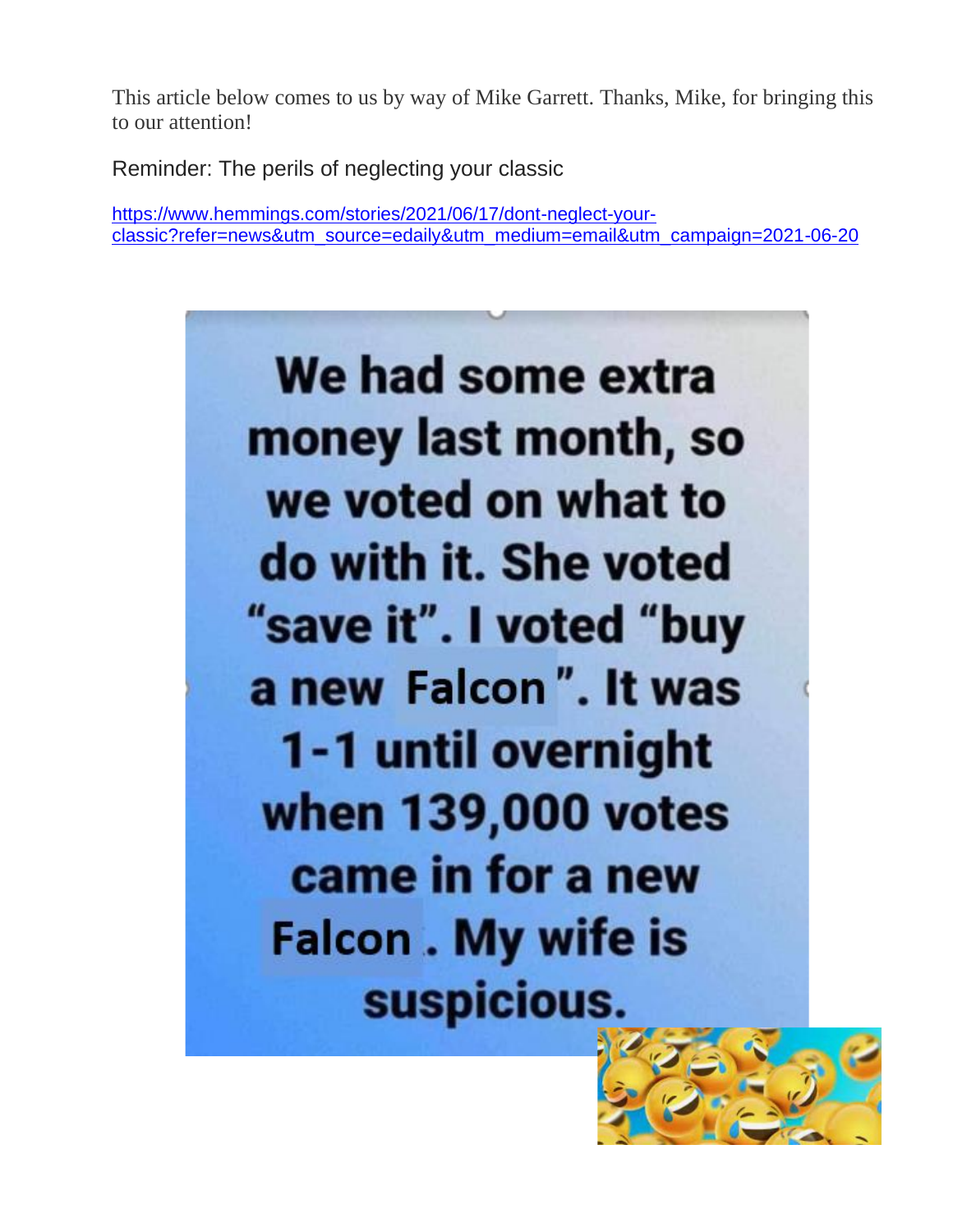This article below comes to us by way of Mike Garrett. Thanks, Mike, for bringing this to our attention!

Reminder: The perils of neglecting your classic

https://www.hemmings.com/stories/2021/06/17/dont-neglect-your-classic?refer=news&utm_source=edaily&utm_medium=email&utm_campaign=2021-06-20

**We had some extra money last month, so we voted on what to do with it. She voted "save it". I voted "buy a new Falcon". It was 1-1 until overnight when 139,000 votes came in for a new Falcon. My wife is suspicious.**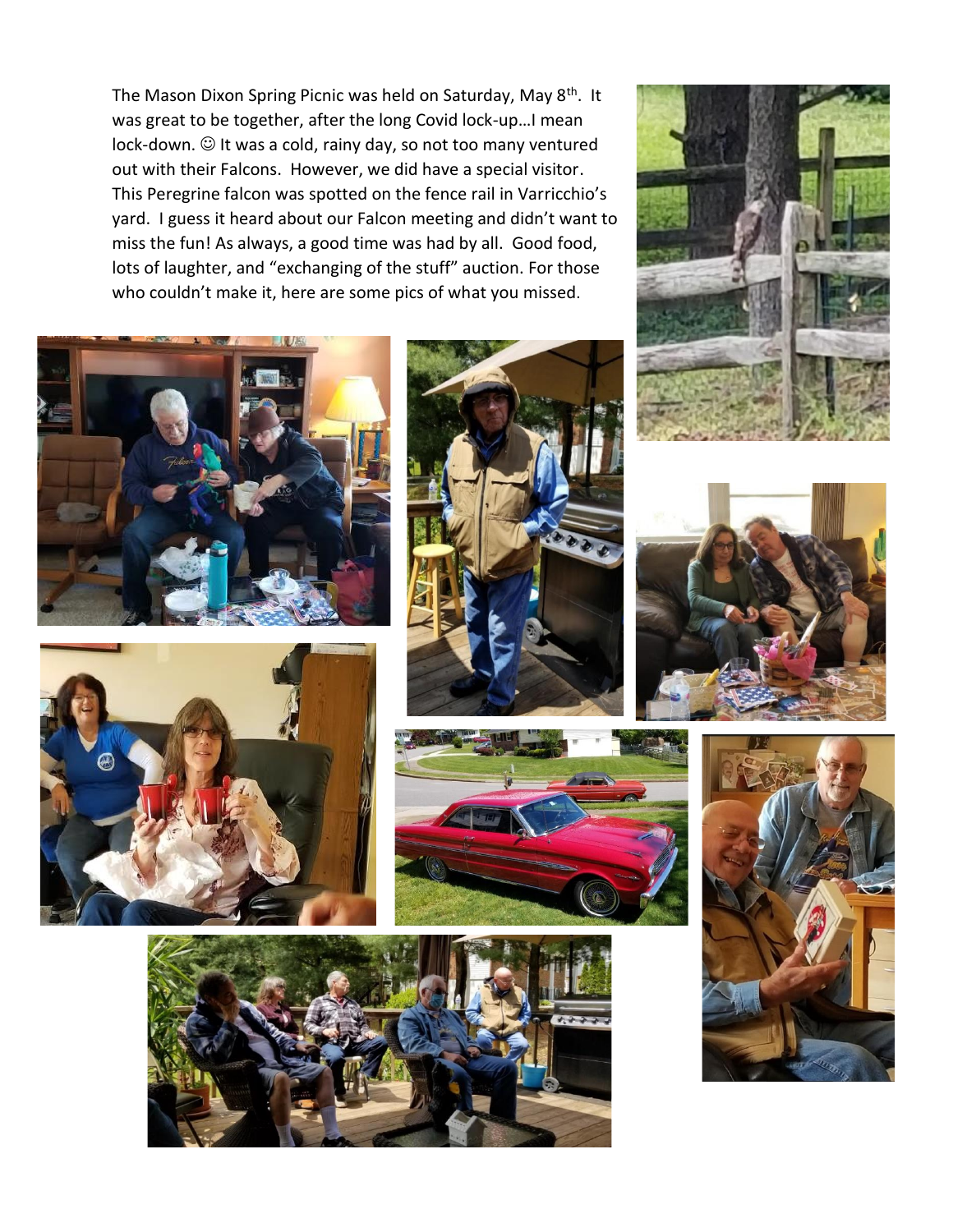The Mason Dixon Spring Picnic was held on Saturday, May 8th. It was great to be together, after the long Covid lock-up…I mean lock-down. ☺ It was a cold, rainy day, so not too many ventured out with their Falcons. However, we did have a special visitor. This Peregrine falcon was spotted on the fence rail in Varricchio's yard. I guess it heard about our Falcon meeting and didn't want to miss the fun! As always, a good time was had by all. Good food, lots of laughter, and "exchanging of the stuff" auction. For those who couldn't make it, here are some pics of what you missed.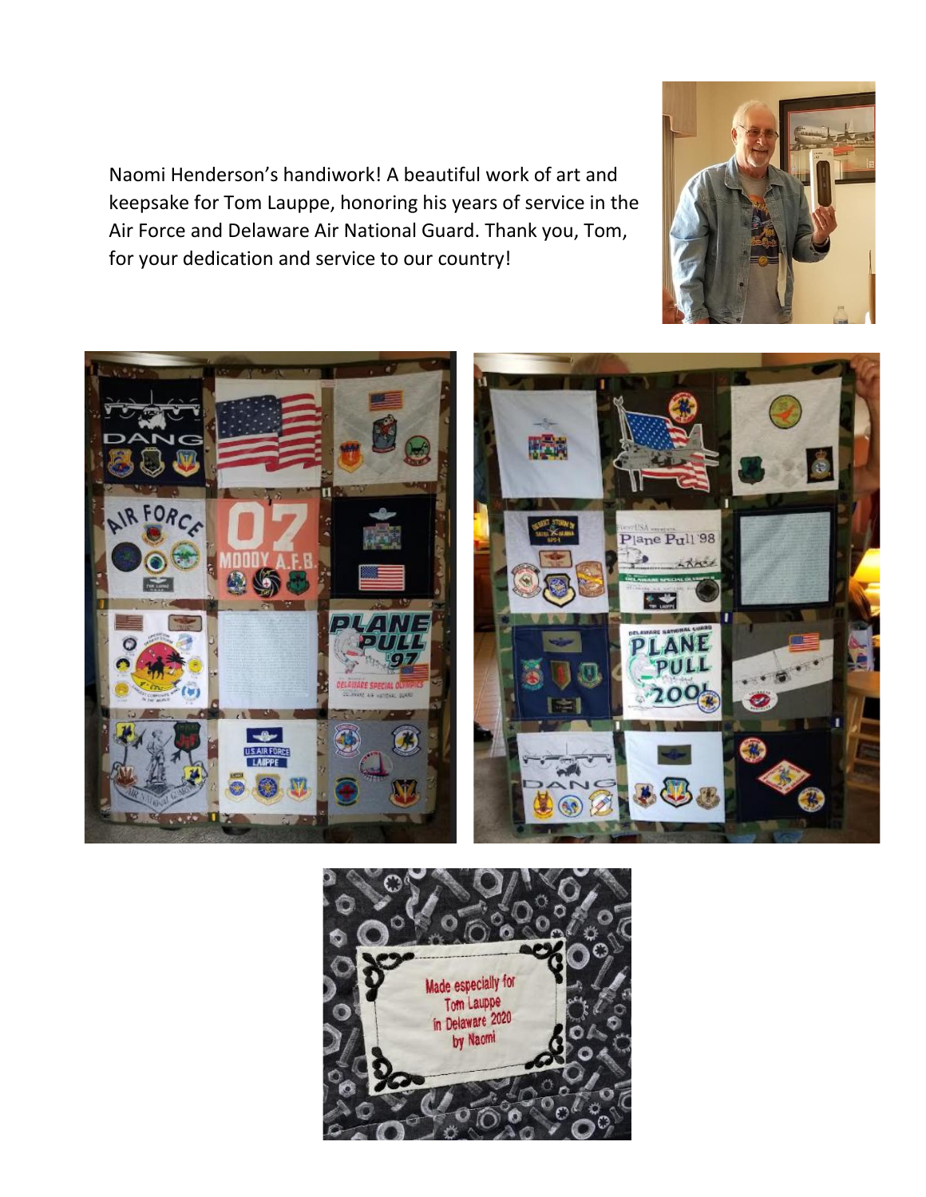Naomi Henderson's handiwork! A beautiful work of art and keepsake for Tom Lauppe, honoring his years of service in the Air Force and Delaware Air National Guard. Thank you, Tom, for your dedication and service to our country!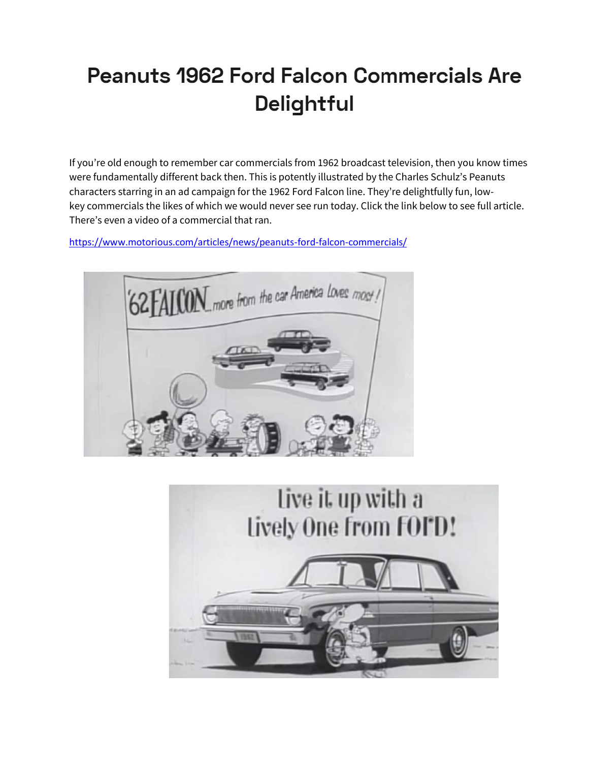# Peanuts 1962 Ford Falcon Commercials Are Delightful

If you're old enough to remember car commercials from 1962 broadcast television, then you know times were fundamentally different back then. This is potently illustrated by the Charles Schulz's Peanuts characters starring in an ad campaign for the 1962 Ford Falcon line. They're delightfully fun, low-key commercials the likes of which we would never see run today. Click the link below to see full article. There's even a video of a commercial that ran.

https://www.motorious.com/articles/news/peanuts-ford-falcon-commercials/